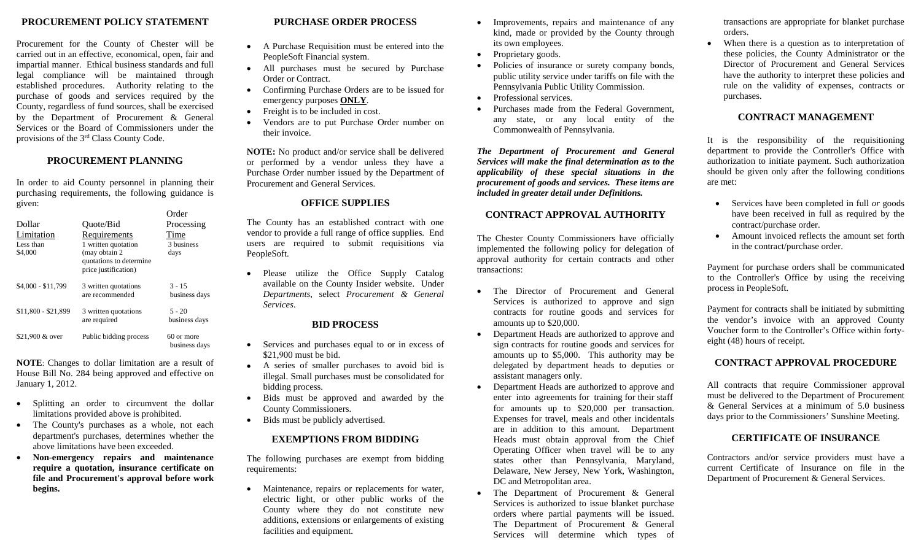## PROCUREMENT POLICY STATEMENT

Procurement for the County of Chester will be carried out in an effective, economical, open, fair and impartial manner. Ethical business standards and full legal compliance will be maintained through established procedures. Authority relating to the purchase of goods and services required by the County, regardless of fund sources, shall be exercised by the Department of Procurement & General Services or the Board of Commissioners under the provisions of the 3rd Class County Code.

## PROCUREMENT PLANNING

In order to aid County personnel in planning their purchasing requirements, the following guidance is given:

| Dollar Limitation | Quote/Bid Requirements | Order Processing Time |
|---|---|---|
| Less than $4,000 | 1 written quotation (may obtain 2 quotations to determine price justification) | 3 business days |
| $4,000 - $11,799 | 3 written quotations are recommended | 3 - 15 business days |
| $11,800 - $21,899 | 3 written quotations are required | 5 - 20 business days |
| $21,900 & over | Public bidding process | 60 or more business days |

**NOTE**: Changes to dollar limitation are a result of House Bill No. 284 being approved and effective on January 1, 2012.

- Splitting an order to circumvent the dollar limitations provided above is prohibited.
- The County's purchases as a whole, not each department's purchases, determines whether the above limitations have been exceeded.
- **Non-emergency repairs and maintenance require a quotation, insurance certificate on file and Procurement's approval before work begins.**

## PURCHASE ORDER PROCESS

- A Purchase Requisition must be entered into the PeopleSoft Financial system.
- All purchases must be secured by Purchase Order or Contract.
- Confirming Purchase Orders are to be issued for emergency purposes **ONLY**.
- Freight is to be included in cost.
- Vendors are to put Purchase Order number on their invoice.

**NOTE:** No product and/or service shall be delivered or performed by a vendor unless they have a Purchase Order number issued by the Department of Procurement and General Services.

## OFFICE SUPPLIES

The County has an established contract with one vendor to provide a full range of office supplies. End users are required to submit requisitions via PeopleSoft.

- Please utilize the Office Supply Catalog available on the County Insider website. Under *Departments*, select *Procurement & General Services*.

## BID PROCESS

- Services and purchases equal to or in excess of $21,900 must be bid.
- A series of smaller purchases to avoid bid is illegal. Small purchases must be consolidated for bidding process.
- Bids must be approved and awarded by the County Commissioners.
- Bids must be publicly advertised.

## EXEMPTIONS FROM BIDDING

The following purchases are exempt from bidding requirements:

- Maintenance, repairs or replacements for water, electric light, or other public works of the County where they do not constitute new additions, extensions or enlargements of existing facilities and equipment.
- Improvements, repairs and maintenance of any kind, made or provided by the County through its own employees.
- Proprietary goods.
- Policies of insurance or surety company bonds, public utility service under tariffs on file with the Pennsylvania Public Utility Commission.
- Professional services.
- Purchases made from the Federal Government, any state, or any local entity of the Commonwealth of Pennsylvania.

***The Department of Procurement and General Services will make the final determination as to the applicability of these special situations in the procurement of goods and services. These items are included in greater detail under Definitions.***

## CONTRACT APPROVAL AUTHORITY

The Chester County Commissioners have officially implemented the following policy for delegation of approval authority for certain contracts and other transactions:

- The Director of Procurement and General Services is authorized to approve and sign contracts for routine goods and services for amounts up to $20,000.
- Department Heads are authorized to approve and sign contracts for routine goods and services for amounts up to $5,000. This authority may be delegated by department heads to deputies or assistant managers only.
- Department Heads are authorized to approve and enter into agreements for training for their staff for amounts up to $20,000 per transaction. Expenses for travel, meals and other incidentals are in addition to this amount. Department Heads must obtain approval from the Chief Operating Officer when travel will be to any states other than Pennsylvania, Maryland, Delaware, New Jersey, New York, Washington, DC and Metropolitan area.
- The Department of Procurement & General Services is authorized to issue blanket purchase orders where partial payments will be issued. The Department of Procurement & General Services will determine which types of transactions are appropriate for blanket purchase orders.
- When there is a question as to interpretation of these policies, the County Administrator or the Director of Procurement and General Services have the authority to interpret these policies and rule on the validity of expenses, contracts or purchases.

## CONTRACT MANAGEMENT

It is the responsibility of the requisitioning department to provide the Controller's Office with authorization to initiate payment. Such authorization should be given only after the following conditions are met:

- Services have been completed in full *or* goods have been received in full as required by the contract/purchase order.
- Amount invoiced reflects the amount set forth in the contract/purchase order.

Payment for purchase orders shall be communicated to the Controller's Office by using the receiving process in PeopleSoft.

Payment for contracts shall be initiated by submitting the vendor's invoice with an approved County Voucher form to the Controller's Office within forty-eight (48) hours of receipt.

## CONTRACT APPROVAL PROCEDURE

All contracts that require Commissioner approval must be delivered to the Department of Procurement & General Services at a minimum of 5.0 business days prior to the Commissioners' Sunshine Meeting.

## CERTIFICATE OF INSURANCE

Contractors and/or service providers must have a current Certificate of Insurance on file in the Department of Procurement & General Services.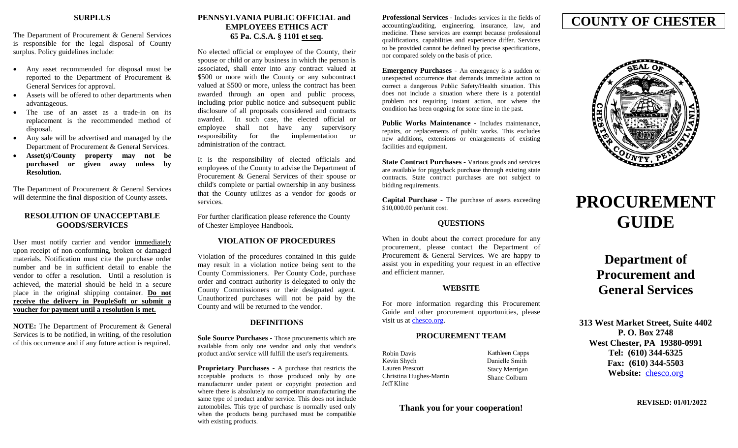## SURPLUS

The Department of Procurement & General Services is responsible for the legal disposal of County surplus. Policy guidelines include:

- Any asset recommended for disposal must be reported to the Department of Procurement & General Services for approval.
- Assets will be offered to other departments when advantageous.
- The use of an asset as a trade-in on its replacement is the recommended method of disposal.
- Any sale will be advertised and managed by the Department of Procurement & General Services.
- **Asset(s)/County property may not be purchased or given away unless by Resolution.**

The Department of Procurement & General Services will determine the final disposition of County assets.

## RESOLUTION OF UNACCEPTABLE GOODS/SERVICES

User must notify carrier and vendor immediately upon receipt of non-conforming, broken or damaged materials. Notification must cite the purchase order number and be in sufficient detail to enable the vendor to offer a resolution. Until a resolution is achieved, the material should be held in a secure place in the original shipping container. **Do not receive the delivery in PeopleSoft or submit a voucher for payment until a resolution is met.**

**NOTE:** The Department of Procurement & General Services is to be notified, in writing, of the resolution of this occurrence and if any future action is required.

## PENNSYLVANIA PUBLIC OFFICIAL and EMPLOYEES ETHICS ACT 65 Pa. C.S.A. § 1101 et seq.

No elected official or employee of the County, their spouse or child or any business in which the person is associated, shall enter into any contract valued at $500 or more with the County or any subcontract valued at $500 or more, unless the contract has been awarded through an open and public process, including prior public notice and subsequent public disclosure of all proposals considered and contracts awarded. In such case, the elected official or employee shall not have any supervisory responsibility for the implementation or administration of the contract.

It is the responsibility of elected officials and employees of the County to advise the Department of Procurement & General Services of their spouse or child's complete or partial ownership in any business that the County utilizes as a vendor for goods or services.

For further clarification please reference the County of Chester Employee Handbook.

## VIOLATION OF PROCEDURES

Violation of the procedures contained in this guide may result in a violation notice being sent to the County Commissioners. Per County Code, purchase order and contract authority is delegated to only the County Commissioners or their designated agent. Unauthorized purchases will not be paid by the County and will be returned to the vendor.

## DEFINITIONS

**Sole Source Purchases** - Those procurements which are available from only one vendor and only that vendor's product and/or service will fulfill the user's requirements.

**Proprietary Purchases** - A purchase that restricts the acceptable products to those produced only by one manufacturer under patent or copyright protection and where there is absolutely no competitor manufacturing the same type of product and/or service. This does not include automobiles. This type of purchase is normally used only when the products being purchased must be compatible with existing products.

**Professional Services** - Includes services in the fields of accounting/auditing, engineering, insurance, law, and medicine. These services are exempt because professional qualifications, capabilities and experience differ. Services to be provided cannot be defined by precise specifications, nor compared solely on the basis of price.

**Emergency Purchases** - An emergency is a sudden or unexpected occurrence that demands immediate action to correct a dangerous Public Safety/Health situation. This does not include a situation where there is a potential problem not requiring instant action, nor where the condition has been ongoing for some time in the past.

**Public Works Maintenance** - Includes maintenance, repairs, or replacements of public works. This excludes new additions, extensions or enlargements of existing facilities and equipment.

**State Contract Purchases** - Various goods and services are available for piggyback purchase through existing state contracts. State contract purchases are not subject to bidding requirements.

**Capital Purchase** - The purchase of assets exceeding $10,000.00 per/unit cost.

## QUESTIONS

When in doubt about the correct procedure for any procurement, please contact the Department of Procurement & General Services. We are happy to assist you in expediting your request in an effective and efficient manner.

## WEBSITE

For more information regarding this Procurement Guide and other procurement opportunities, please visit us at chesco.org.

## PROCUREMENT TEAM

Robin Davis
Kevin Shych
Lauren Prescott
Christina Hughes-Martin
Jeff Kline

Kathleen Capps
Danielle Smith
Stacy Merrigan
Shane Colburn

**Thank you for your cooperation!**

# COUNTY OF CHESTER

# PROCUREMENT GUIDE

## Department of Procurement and General Services

**313 West Market Street, Suite 4402**
**P. O. Box 2748**
**West Chester, PA 19380-0991**
**Tel: (610) 344-6325**
**Fax: (610) 344-5503**
**Website:** chesco.org

**REVISED: 01/01/2022**